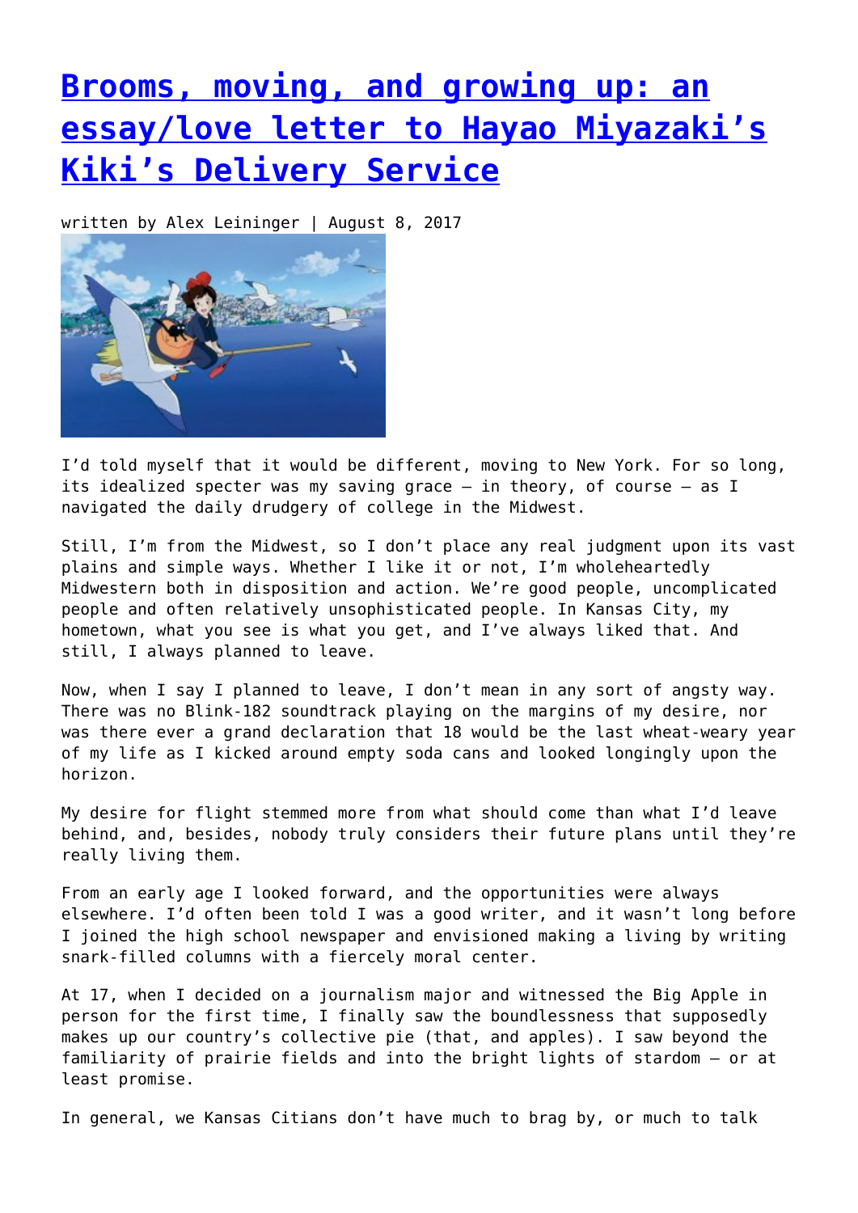# Brooms, moving, and growing up: an essay/love letter to Hayao Miyazaki's Kiki's Delivery Service

written by Alex Leininger | August 8, 2017

I'd told myself that it would be different, moving to New York. For so long, its idealized specter was my saving grace — in theory, of course — as I navigated the daily drudgery of college in the Midwest.

Still, I'm from the Midwest, so I don't place any real judgment upon its vast plains and simple ways. Whether I like it or not, I'm wholeheartedly Midwestern both in disposition and action. We're good people, uncomplicated people and often relatively unsophisticated people. In Kansas City, my hometown, what you see is what you get, and I've always liked that. And still, I always planned to leave.

Now, when I say I planned to leave, I don't mean in any sort of angsty way. There was no Blink-182 soundtrack playing on the margins of my desire, nor was there ever a grand declaration that 18 would be the last wheat-weary year of my life as I kicked around empty soda cans and looked longingly upon the horizon.

My desire for flight stemmed more from what should come than what I'd leave behind, and, besides, nobody truly considers their future plans until they're really living them.

From an early age I looked forward, and the opportunities were always elsewhere. I'd often been told I was a good writer, and it wasn't long before I joined the high school newspaper and envisioned making a living by writing snark-filled columns with a fiercely moral center.

At 17, when I decided on a journalism major and witnessed the Big Apple in person for the first time, I finally saw the boundlessness that supposedly makes up our country's collective pie (that, and apples). I saw beyond the familiarity of prairie fields and into the bright lights of stardom — or at least promise.

In general, we Kansas Citians don't have much to brag by, or much to talk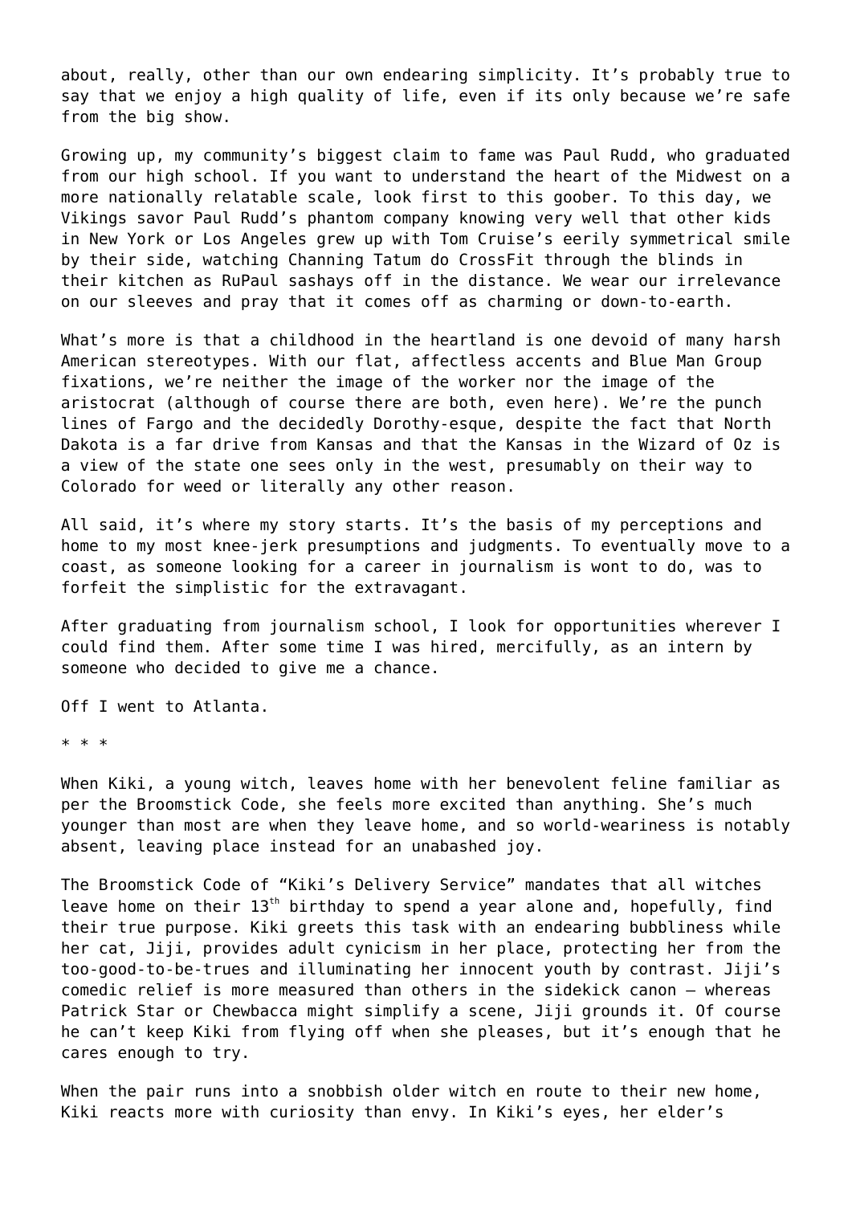about, really, other than our own endearing simplicity. It's probably true to say that we enjoy a high quality of life, even if its only because we're safe from the big show.

Growing up, my community's biggest claim to fame was Paul Rudd, who graduated from our high school. If you want to understand the heart of the Midwest on a more nationally relatable scale, look first to this goober. To this day, we Vikings savor Paul Rudd's phantom company knowing very well that other kids in New York or Los Angeles grew up with Tom Cruise's eerily symmetrical smile by their side, watching Channing Tatum do CrossFit through the blinds in their kitchen as RuPaul sashays off in the distance. We wear our irrelevance on our sleeves and pray that it comes off as charming or down-to-earth.

What's more is that a childhood in the heartland is one devoid of many harsh American stereotypes. With our flat, affectless accents and Blue Man Group fixations, we're neither the image of the worker nor the image of the aristocrat (although of course there are both, even here). We're the punch lines of Fargo and the decidedly Dorothy-esque, despite the fact that North Dakota is a far drive from Kansas and that the Kansas in the Wizard of Oz is a view of the state one sees only in the west, presumably on their way to Colorado for weed or literally any other reason.

All said, it's where my story starts. It's the basis of my perceptions and home to my most knee-jerk presumptions and judgments. To eventually move to a coast, as someone looking for a career in journalism is wont to do, was to forfeit the simplistic for the extravagant.

After graduating from journalism school, I look for opportunities wherever I could find them. After some time I was hired, mercifully, as an intern by someone who decided to give me a chance.

Off I went to Atlanta.

\* \* \*

When Kiki, a young witch, leaves home with her benevolent feline familiar as per the Broomstick Code, she feels more excited than anything. She's much younger than most are when they leave home, and so world-weariness is notably absent, leaving place instead for an unabashed joy.

The Broomstick Code of "Kiki's Delivery Service" mandates that all witches leave home on their 13th birthday to spend a year alone and, hopefully, find their true purpose. Kiki greets this task with an endearing bubbliness while her cat, Jiji, provides adult cynicism in her place, protecting her from the too-good-to-be-trues and illuminating her innocent youth by contrast. Jiji's comedic relief is more measured than others in the sidekick canon – whereas Patrick Star or Chewbacca might simplify a scene, Jiji grounds it. Of course he can't keep Kiki from flying off when she pleases, but it's enough that he cares enough to try.

When the pair runs into a snobbish older witch en route to their new home, Kiki reacts more with curiosity than envy. In Kiki's eyes, her elder's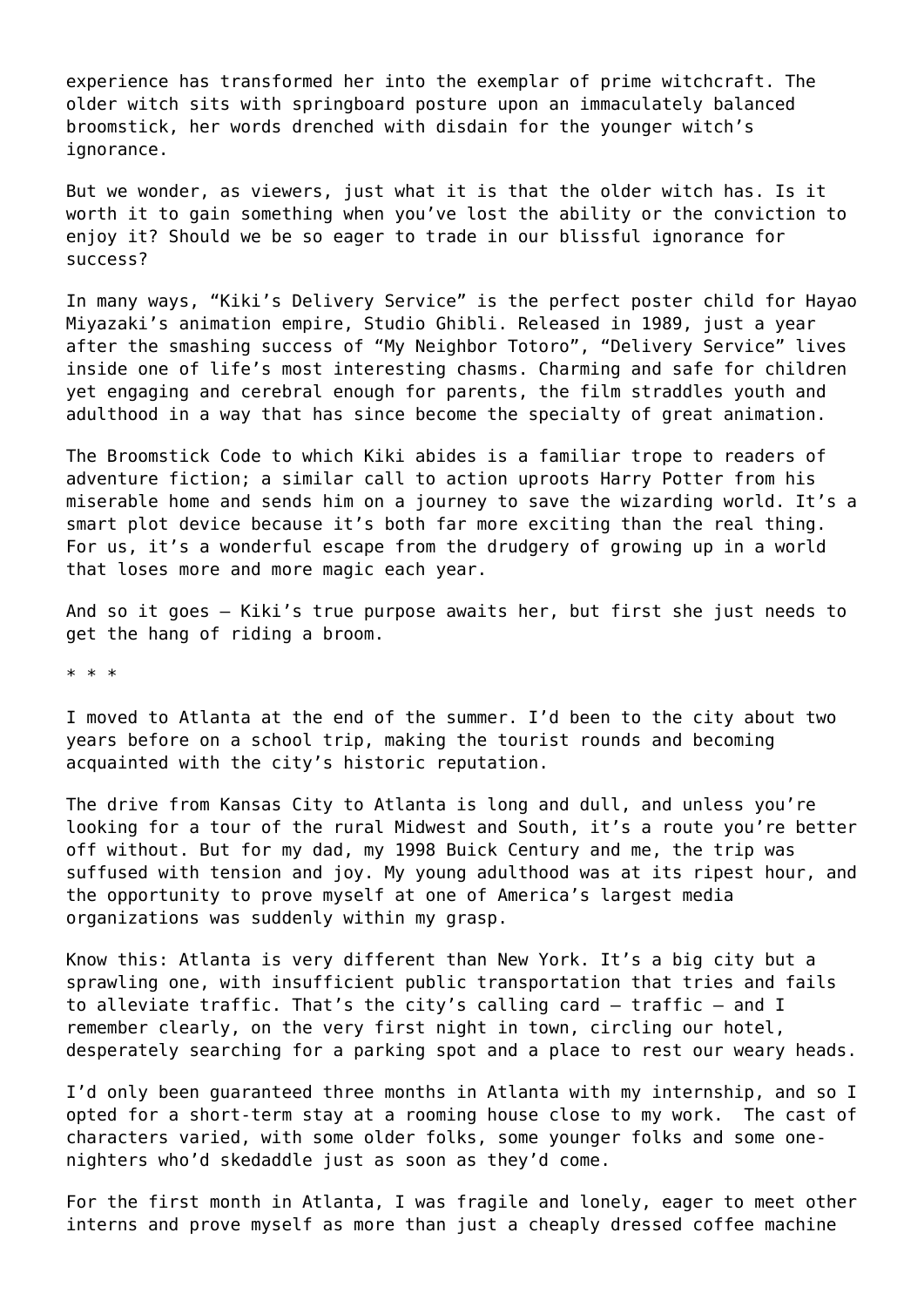experience has transformed her into the exemplar of prime witchcraft. The older witch sits with springboard posture upon an immaculately balanced broomstick, her words drenched with disdain for the younger witch's ignorance.

But we wonder, as viewers, just what it is that the older witch has. Is it worth it to gain something when you've lost the ability or the conviction to enjoy it? Should we be so eager to trade in our blissful ignorance for success?

In many ways, "Kiki's Delivery Service" is the perfect poster child for Hayao Miyazaki's animation empire, Studio Ghibli. Released in 1989, just a year after the smashing success of "My Neighbor Totoro", "Delivery Service" lives inside one of life's most interesting chasms. Charming and safe for children yet engaging and cerebral enough for parents, the film straddles youth and adulthood in a way that has since become the specialty of great animation.

The Broomstick Code to which Kiki abides is a familiar trope to readers of adventure fiction; a similar call to action uproots Harry Potter from his miserable home and sends him on a journey to save the wizarding world. It's a smart plot device because it's both far more exciting than the real thing. For us, it's a wonderful escape from the drudgery of growing up in a world that loses more and more magic each year.

And so it goes — Kiki's true purpose awaits her, but first she just needs to get the hang of riding a broom.

* * *

I moved to Atlanta at the end of the summer. I'd been to the city about two years before on a school trip, making the tourist rounds and becoming acquainted with the city's historic reputation.

The drive from Kansas City to Atlanta is long and dull, and unless you're looking for a tour of the rural Midwest and South, it's a route you're better off without. But for my dad, my 1998 Buick Century and me, the trip was suffused with tension and joy. My young adulthood was at its ripest hour, and the opportunity to prove myself at one of America's largest media organizations was suddenly within my grasp.

Know this: Atlanta is very different than New York. It's a big city but a sprawling one, with insufficient public transportation that tries and fails to alleviate traffic. That's the city's calling card — traffic — and I remember clearly, on the very first night in town, circling our hotel, desperately searching for a parking spot and a place to rest our weary heads.

I'd only been guaranteed three months in Atlanta with my internship, and so I opted for a short-term stay at a rooming house close to my work. The cast of characters varied, with some older folks, some younger folks and some one-nighters who'd skedaddle just as soon as they'd come.

For the first month in Atlanta, I was fragile and lonely, eager to meet other interns and prove myself as more than just a cheaply dressed coffee machine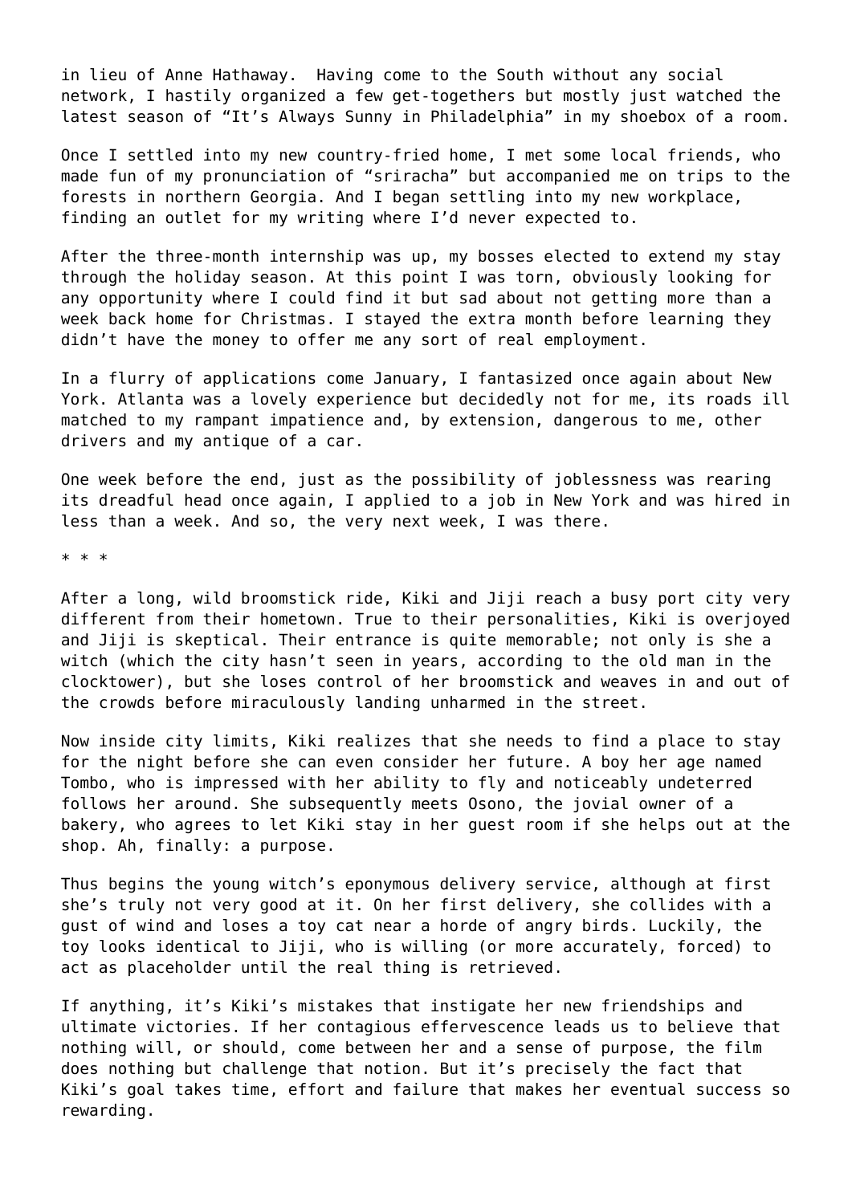in lieu of Anne Hathaway.  Having come to the South without any social network, I hastily organized a few get-togethers but mostly just watched the latest season of "It's Always Sunny in Philadelphia" in my shoebox of a room.

Once I settled into my new country-fried home, I met some local friends, who made fun of my pronunciation of "sriracha" but accompanied me on trips to the forests in northern Georgia. And I began settling into my new workplace, finding an outlet for my writing where I'd never expected to.

After the three-month internship was up, my bosses elected to extend my stay through the holiday season. At this point I was torn, obviously looking for any opportunity where I could find it but sad about not getting more than a week back home for Christmas. I stayed the extra month before learning they didn't have the money to offer me any sort of real employment.

In a flurry of applications come January, I fantasized once again about New York. Atlanta was a lovely experience but decidedly not for me, its roads ill matched to my rampant impatience and, by extension, dangerous to me, other drivers and my antique of a car.

One week before the end, just as the possibility of joblessness was rearing its dreadful head once again, I applied to a job in New York and was hired in less than a week. And so, the very next week, I was there.

* * *

After a long, wild broomstick ride, Kiki and Jiji reach a busy port city very different from their hometown. True to their personalities, Kiki is overjoyed and Jiji is skeptical. Their entrance is quite memorable; not only is she a witch (which the city hasn't seen in years, according to the old man in the clocktower), but she loses control of her broomstick and weaves in and out of the crowds before miraculously landing unharmed in the street.

Now inside city limits, Kiki realizes that she needs to find a place to stay for the night before she can even consider her future. A boy her age named Tombo, who is impressed with her ability to fly and noticeably undeterred follows her around. She subsequently meets Osono, the jovial owner of a bakery, who agrees to let Kiki stay in her guest room if she helps out at the shop. Ah, finally: a purpose.

Thus begins the young witch's eponymous delivery service, although at first she's truly not very good at it. On her first delivery, she collides with a gust of wind and loses a toy cat near a horde of angry birds. Luckily, the toy looks identical to Jiji, who is willing (or more accurately, forced) to act as placeholder until the real thing is retrieved.

If anything, it's Kiki's mistakes that instigate her new friendships and ultimate victories. If her contagious effervescence leads us to believe that nothing will, or should, come between her and a sense of purpose, the film does nothing but challenge that notion. But it's precisely the fact that Kiki's goal takes time, effort and failure that makes her eventual success so rewarding.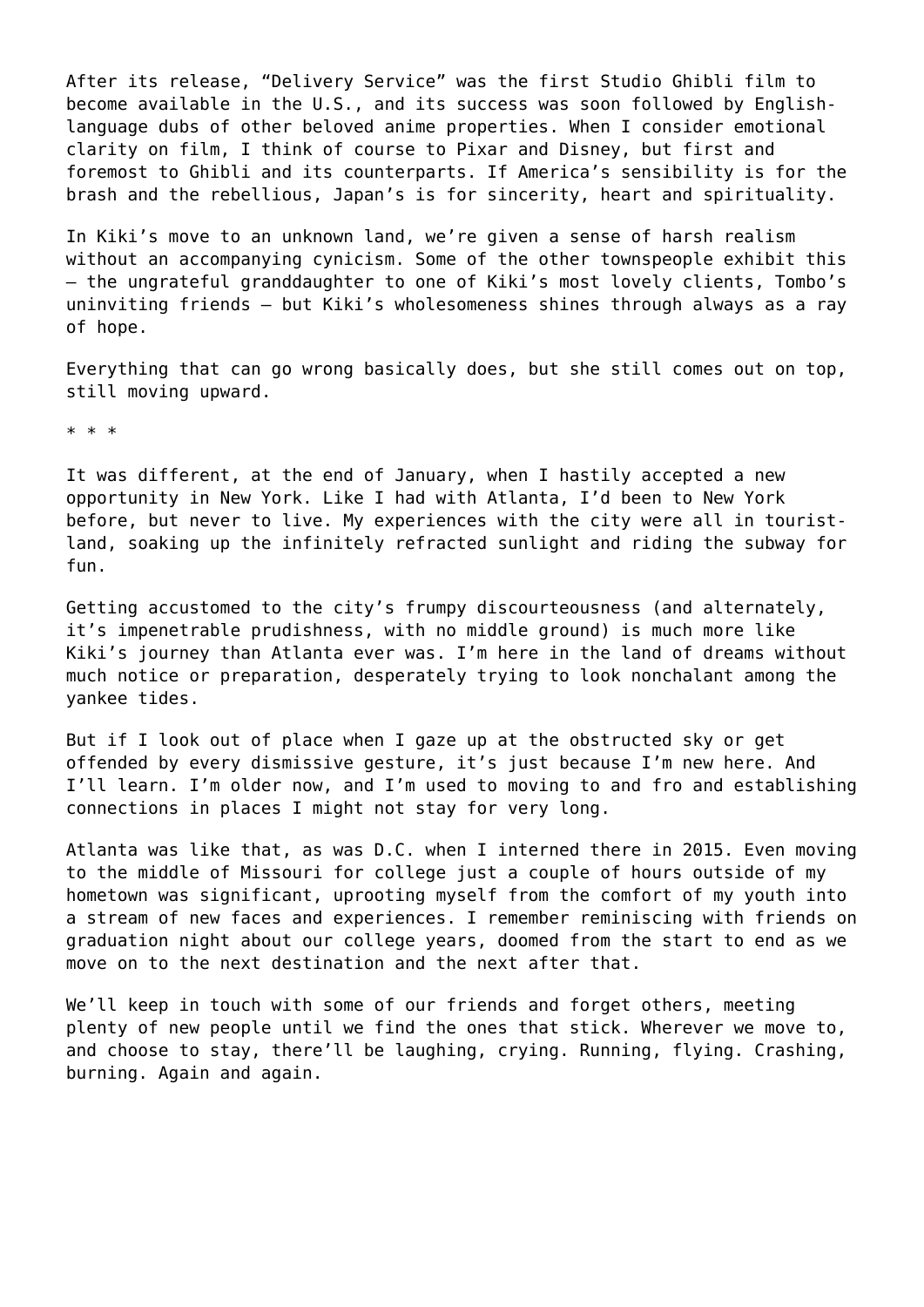After its release, “Delivery Service” was the first Studio Ghibli film to become available in the U.S., and its success was soon followed by English-language dubs of other beloved anime properties. When I consider emotional clarity on film, I think of course to Pixar and Disney, but first and foremost to Ghibli and its counterparts. If America’s sensibility is for the brash and the rebellious, Japan’s is for sincerity, heart and spirituality.

In Kiki’s move to an unknown land, we’re given a sense of harsh realism without an accompanying cynicism. Some of the other townspeople exhibit this — the ungrateful granddaughter to one of Kiki’s most lovely clients, Tombo’s uninviting friends — but Kiki’s wholesomeness shines through always as a ray of hope.

Everything that can go wrong basically does, but she still comes out on top, still moving upward.

* * *

It was different, at the end of January, when I hastily accepted a new opportunity in New York. Like I had with Atlanta, I’d been to New York before, but never to live. My experiences with the city were all in tourist-land, soaking up the infinitely refracted sunlight and riding the subway for fun.

Getting accustomed to the city’s frumpy discourteousness (and alternately, it’s impenetrable prudishness, with no middle ground) is much more like Kiki’s journey than Atlanta ever was. I’m here in the land of dreams without much notice or preparation, desperately trying to look nonchalant among the yankee tides.

But if I look out of place when I gaze up at the obstructed sky or get offended by every dismissive gesture, it’s just because I’m new here. And I’ll learn. I’m older now, and I’m used to moving to and fro and establishing connections in places I might not stay for very long.

Atlanta was like that, as was D.C. when I interned there in 2015. Even moving to the middle of Missouri for college just a couple of hours outside of my hometown was significant, uprooting myself from the comfort of my youth into a stream of new faces and experiences. I remember reminiscing with friends on graduation night about our college years, doomed from the start to end as we move on to the next destination and the next after that.

We’ll keep in touch with some of our friends and forget others, meeting plenty of new people until we find the ones that stick. Wherever we move to, and choose to stay, there’ll be laughing, crying. Running, flying. Crashing, burning. Again and again.